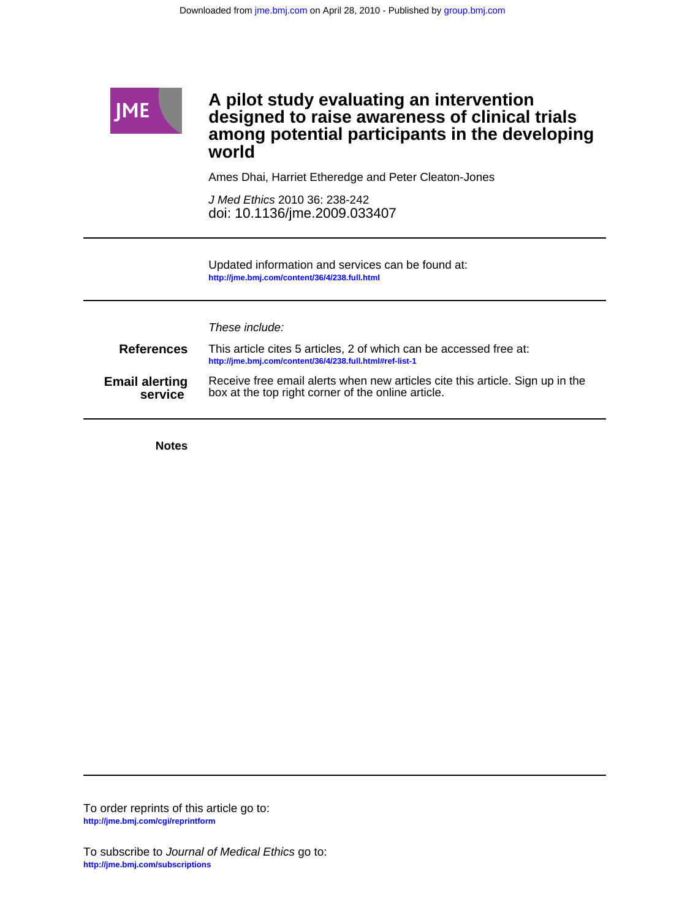Downloaded from jme.bmj.com on April 28, 2010 - Published by group.bmj.com

# A pilot study evaluating an intervention designed to raise awareness of clinical trials among potential participants in the developing world

Ames Dhai, Harriet Etheredge and Peter Cleaton-Jones

*J Med Ethics* 2010 36: 238-242
doi: 10.1136/jme.2009.033407

Updated information and services can be found at:
**http://jme.bmj.com/content/36/4/238.full.html**

*These include:*

**References** This article cites 5 articles, 2 of which can be accessed free at:
**http://jme.bmj.com/content/36/4/238.full.html#ref-list-1**

**Email alerting service** Receive free email alerts when new articles cite this article. Sign up in the box at the top right corner of the online article.

**Notes**

To order reprints of this article go to:
**http://jme.bmj.com/cgi/reprintform**

To subscribe to *Journal of Medical Ethics* go to:
**http://jme.bmj.com/subscriptions**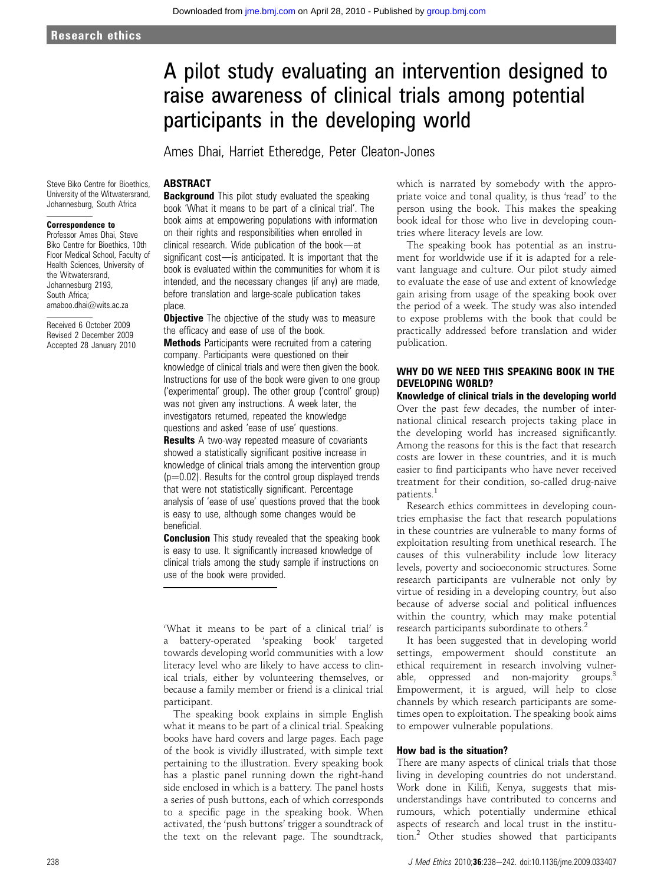# A pilot study evaluating an intervention designed to raise awareness of clinical trials among potential participants in the developing world

Ames Dhai, Harriet Etheredge, Peter Cleaton-Jones

Steve Biko Centre for Bioethics, University of the Witwatersrand, Johannesburg, South Africa

**Correspondence to**
Professor Ames Dhai, Steve Biko Centre for Bioethics, 10th Floor Medical School, Faculty of Health Sciences, University of the Witwatersrand, Johannesburg 2193, South Africa; amaboo.dhai@wits.ac.za

Received 6 October 2009
Revised 2 December 2009
Accepted 28 January 2010

## ABSTRACT

**Background** This pilot study evaluated the speaking book 'What it means to be part of a clinical trial'. The book aims at empowering populations with information on their rights and responsibilities when enrolled in clinical research. Wide publication of the book—at significant cost—is anticipated. It is important that the book is evaluated within the communities for whom it is intended, and the necessary changes (if any) are made, before translation and large-scale publication takes place.

**Objective** The objective of the study was to measure the efficacy and ease of use of the book.

**Methods** Participants were recruited from a catering company. Participants were questioned on their knowledge of clinical trials and were then given the book. Instructions for use of the book were given to one group ('experimental' group). The other group ('control' group) was not given any instructions. A week later, the investigators returned, repeated the knowledge questions and asked 'ease of use' questions.

**Results** A two-way repeated measure of covariants showed a statistically significant positive increase in knowledge of clinical trials among the intervention group ($p=0.02$). Results for the control group displayed trends that were not statistically significant. Percentage analysis of 'ease of use' questions proved that the book is easy to use, although some changes would be beneficial.

**Conclusion** This study revealed that the speaking book is easy to use. It significantly increased knowledge of clinical trials among the study sample if instructions on use of the book were provided.

'What it means to be part of a clinical trial' is a battery-operated 'speaking book' targeted towards developing world communities with a low literacy level who are likely to have access to clinical trials, either by volunteering themselves, or because a family member or friend is a clinical trial participant.

The speaking book explains in simple English what it means to be part of a clinical trial. Speaking books have hard covers and large pages. Each page of the book is vividly illustrated, with simple text pertaining to the illustration. Every speaking book has a plastic panel running down the right-hand side enclosed in which is a battery. The panel hosts a series of push buttons, each of which corresponds to a specific page in the speaking book. When activated, the 'push buttons' trigger a soundtrack of the text on the relevant page. The soundtrack, which is narrated by somebody with the appropriate voice and tonal quality, is thus 'read' to the person using the book. This makes the speaking book ideal for those who live in developing countries where literacy levels are low.

The speaking book has potential as an instrument for worldwide use if it is adapted for a relevant language and culture. Our pilot study aimed to evaluate the ease of use and extent of knowledge gain arising from usage of the speaking book over the period of a week. The study was also intended to expose problems with the book that could be practically addressed before translation and wider publication.

## WHY DO WE NEED THIS SPEAKING BOOK IN THE DEVELOPING WORLD?

### Knowledge of clinical trials in the developing world

Over the past few decades, the number of international clinical research projects taking place in the developing world has increased significantly. Among the reasons for this is the fact that research costs are lower in these countries, and it is much easier to find participants who have never received treatment for their condition, so-called drug-naive patients.[1]

Research ethics committees in developing countries emphasise the fact that research populations in these countries are vulnerable to many forms of exploitation resulting from unethical research. The causes of this vulnerability include low literacy levels, poverty and socioeconomic structures. Some research participants are vulnerable not only by virtue of residing in a developing country, but also because of adverse social and political influences within the country, which may make potential research participants subordinate to others.[2]

It has been suggested that in developing world settings, empowerment should constitute an ethical requirement in research involving vulnerable, oppressed and non-majority groups.[3] Empowerment, it is argued, will help to close channels by which research participants are sometimes open to exploitation. The speaking book aims to empower vulnerable populations.

### How bad is the situation?

There are many aspects of clinical trials that those living in developing countries do not understand. Work done in Kilifi, Kenya, suggests that misunderstandings have contributed to concerns and rumours, which potentially undermine ethical aspects of research and local trust in the institution.[2] Other studies showed that participants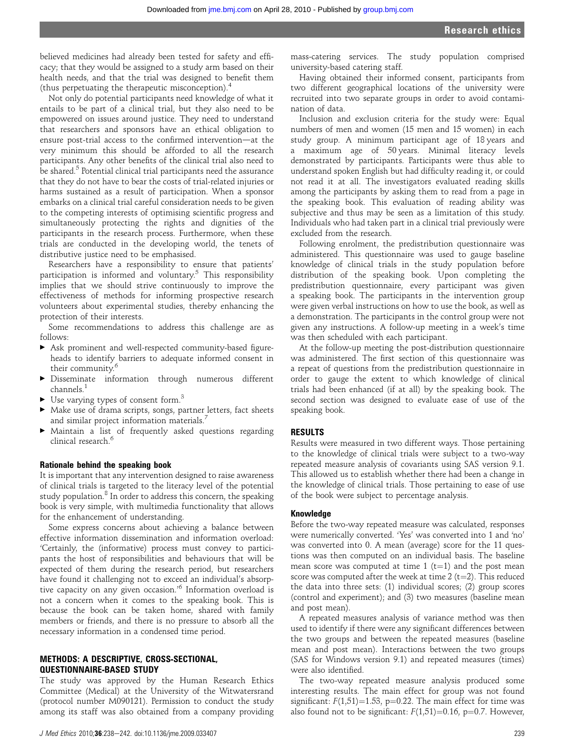believed medicines had already been tested for safety and efficacy; that they would be assigned to a study arm based on their health needs, and that the trial was designed to benefit them (thus perpetuating the therapeutic misconception).[4]

Not only do potential participants need knowledge of what it entails to be part of a clinical trial, but they also need to be empowered on issues around justice. They need to understand that researchers and sponsors have an ethical obligation to ensure post-trial access to the confirmed intervention—at the very minimum this should be afforded to all the research participants. Any other benefits of the clinical trial also need to be shared.[5] Potential clinical trial participants need the assurance that they do not have to bear the costs of trial-related injuries or harms sustained as a result of participation. When a sponsor embarks on a clinical trial careful consideration needs to be given to the competing interests of optimising scientific progress and simultaneously protecting the rights and dignities of the participants in the research process. Furthermore, when these trials are conducted in the developing world, the tenets of distributive justice need to be emphasised.

Researchers have a responsibility to ensure that patients' participation is informed and voluntary.[5] This responsibility implies that we should strive continuously to improve the effectiveness of methods for informing prospective research volunteers about experimental studies, thereby enhancing the protection of their interests.

Some recommendations to address this challenge are as follows:

- Ask prominent and well-respected community-based figureheads to identify barriers to adequate informed consent in their community.[6]
- Disseminate information through numerous different channels.[1]
- Use varying types of consent form.[3]
- Make use of drama scripts, songs, partner letters, fact sheets and similar project information materials.[7]
- Maintain a list of frequently asked questions regarding clinical research.[6]

### Rationale behind the speaking book

It is important that any intervention designed to raise awareness of clinical trials is targeted to the literacy level of the potential study population.[8] In order to address this concern, the speaking book is very simple, with multimedia functionality that allows for the enhancement of understanding.

Some express concerns about achieving a balance between effective information dissemination and information overload: 'Certainly, the (informative) process must convey to participants the host of responsibilities and behaviours that will be expected of them during the research period, but researchers have found it challenging not to exceed an individual's absorptive capacity on any given occasion.'[6] Information overload is not a concern when it comes to the speaking book. This is because the book can be taken home, shared with family members or friends, and there is no pressure to absorb all the necessary information in a condensed time period.

## METHODS: A DESCRIPTIVE, CROSS-SECTIONAL, QUESTIONNAIRE-BASED STUDY

The study was approved by the Human Research Ethics Committee (Medical) at the University of the Witwatersrand (protocol number M090121). Permission to conduct the study among its staff was also obtained from a company providing mass-catering services. The study population comprised university-based catering staff.

Having obtained their informed consent, participants from two different geographical locations of the university were recruited into two separate groups in order to avoid contamination of data.

Inclusion and exclusion criteria for the study were: Equal numbers of men and women (15 men and 15 women) in each study group. A minimum participant age of 18 years and a maximum age of 50 years. Minimal literacy levels demonstrated by participants. Participants were thus able to understand spoken English but had difficulty reading it, or could not read it at all. The investigators evaluated reading skills among the participants by asking them to read from a page in the speaking book. This evaluation of reading ability was subjective and thus may be seen as a limitation of this study. Individuals who had taken part in a clinical trial previously were excluded from the research.

Following enrolment, the predistribution questionnaire was administered. This questionnaire was used to gauge baseline knowledge of clinical trials in the study population before distribution of the speaking book. Upon completing the predistribution questionnaire, every participant was given a speaking book. The participants in the intervention group were given verbal instructions on how to use the book, as well as a demonstration. The participants in the control group were not given any instructions. A follow-up meeting in a week's time was then scheduled with each participant.

At the follow-up meeting the post-distribution questionnaire was administered. The first section of this questionnaire was a repeat of questions from the predistribution questionnaire in order to gauge the extent to which knowledge of clinical trials had been enhanced (if at all) by the speaking book. The second section was designed to evaluate ease of use of the speaking book.

## RESULTS

Results were measured in two different ways. Those pertaining to the knowledge of clinical trials were subject to a two-way repeated measure analysis of covariants using SAS version 9.1. This allowed us to establish whether there had been a change in the knowledge of clinical trials. Those pertaining to ease of use of the book were subject to percentage analysis.

### Knowledge

Before the two-way repeated measure was calculated, responses were numerically converted. 'Yes' was converted into 1 and 'no' was converted into 0. A mean (average) score for the 11 questions was then computed on an individual basis. The baseline mean score was computed at time 1 ($t=1$) and the post mean score was computed after the week at time 2 ($t=2$). This reduced the data into three sets: (1) individual scores; (2) group scores (control and experiment); and (3) two measures (baseline mean and post mean).

A repeated measures analysis of variance method was then used to identify if there were any significant differences between the two groups and between the repeated measures (baseline mean and post mean). Interactions between the two groups (SAS for Windows version 9.1) and repeated measures (times) were also identified.

The two-way repeated measure analysis produced some interesting results. The main effect for group was not found significant: $F(1,51)=1.53$, $p=0.22$. The main effect for time was also found not to be significant: $F(1,51)=0.16$, $p=0.7$. However,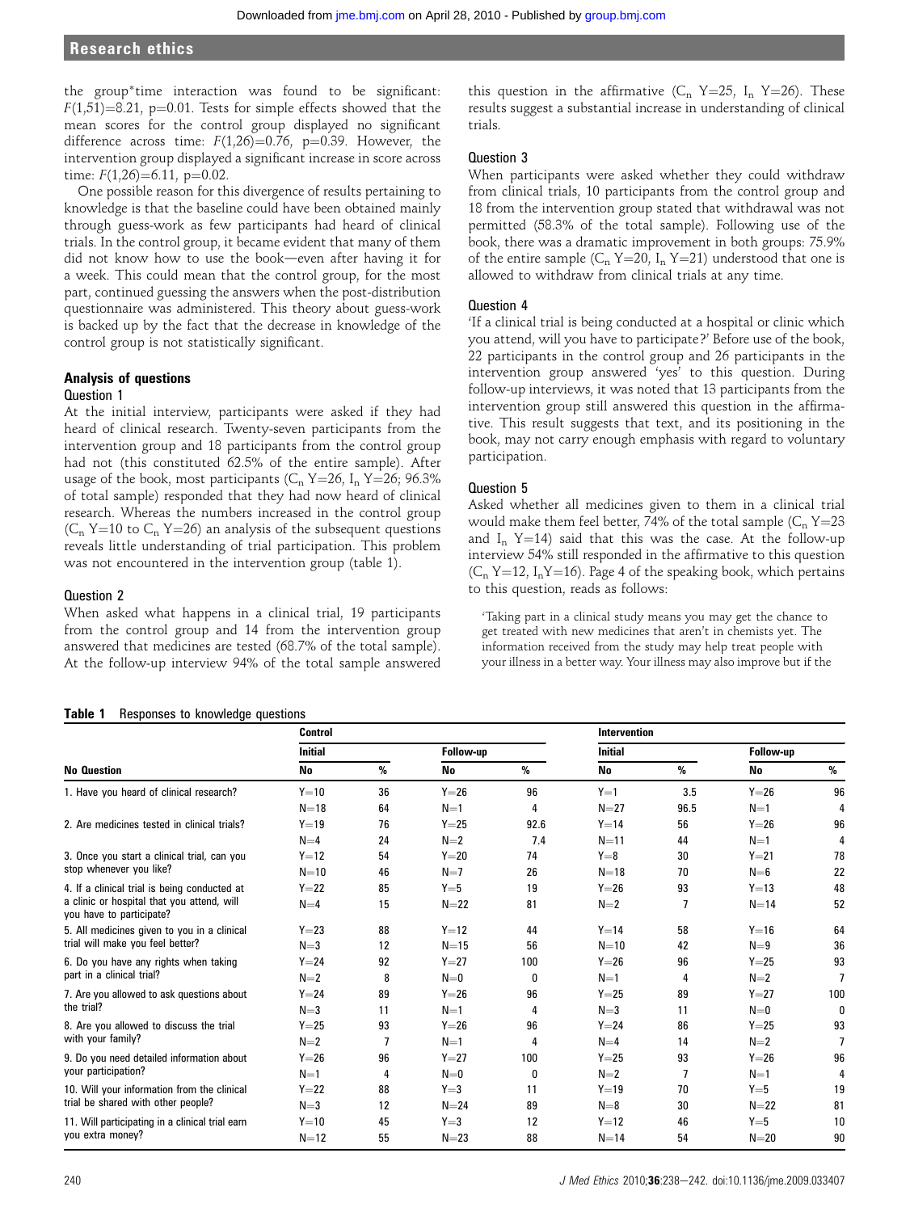the group*time interaction was found to be significant: $F(1,51)=8.21$, $p=0.01$. Tests for simple effects showed that the mean scores for the control group displayed no significant difference across time: $F(1,26)=0.76$, $p=0.39$. However, the intervention group displayed a significant increase in score across time: $F(1,26)=6.11$, $p=0.02$.

One possible reason for this divergence of results pertaining to knowledge is that the baseline could have been obtained mainly through guess-work as few participants had heard of clinical trials. In the control group, it became evident that many of them did not know how to use the book—even after having it for a week. This could mean that the control group, for the most part, continued guessing the answers when the post-distribution questionnaire was administered. This theory about guess-work is backed up by the fact that the decrease in knowledge of the control group is not statistically significant.

### Analysis of questions

#### Question 1

At the initial interview, participants were asked if they had heard of clinical research. Twenty-seven participants from the intervention group and 18 participants from the control group had not (this constituted 62.5% of the entire sample). After usage of the book, most participants ($C_n$ Y=26, $I_n$ Y=26; 96.3% of total sample) responded that they had now heard of clinical research. Whereas the numbers increased in the control group ($C_n$ Y=10 to $C_n$ Y=26) an analysis of the subsequent questions reveals little understanding of trial participation. This problem was not encountered in the intervention group (table 1).

#### Question 2

When asked what happens in a clinical trial, 19 participants from the control group and 14 from the intervention group answered that medicines are tested (68.7% of the total sample). At the follow-up interview 94% of the total sample answered this question in the affirmative ($C_n$ Y=25, $I_n$ Y=26). These results suggest a substantial increase in understanding of clinical trials.

#### Question 3

When participants were asked whether they could withdraw from clinical trials, 10 participants from the control group and 18 from the intervention group stated that withdrawal was not permitted (58.3% of the total sample). Following use of the book, there was a dramatic improvement in both groups: 75.9% of the entire sample ($C_n$ Y=20, $I_n$ Y=21) understood that one is allowed to withdraw from clinical trials at any time.

#### Question 4

'If a clinical trial is being conducted at a hospital or clinic which you attend, will you have to participate?' Before use of the book, 22 participants in the control group and 26 participants in the intervention group answered 'yes' to this question. During follow-up interviews, it was noted that 13 participants from the intervention group still answered this question in the affirmative. This result suggests that text, and its positioning in the book, may not carry enough emphasis with regard to voluntary participation.

#### Question 5

Asked whether all medicines given to them in a clinical trial would make them feel better, 74% of the total sample ($C_n$ Y=23 and $I_n$ Y=14) said that this was the case. At the follow-up interview 54% still responded in the affirmative to this question ($C_n$ Y=12, $I_n$ Y=16). Page 4 of the speaking book, which pertains to this question, reads as follows:

> 'Taking part in a clinical study means you may get the chance to get treated with new medicines that aren't in chemists yet. The information received from the study may help treat people with your illness in a better way. Your illness may also improve but if the

**Table 1** Responses to knowledge questions

| | Control | | | | Intervention | | | |
|---|---|---|---|---|---|---|---|---|
| | Initial | | Follow-up | | Initial | | Follow-up | |
| No Question | No | % | No | % | No | % | No | % |
| 1. Have you heard of clinical research? | Y=10 | 36 | Y=26 | 96 | Y=1 | 3.5 | Y=26 | 96 |
| | N=18 | 64 | N=1 | 4 | N=27 | 96.5 | N=1 | 4 |
| 2. Are medicines tested in clinical trials? | Y=19 | 76 | Y=25 | 92.6 | Y=14 | 56 | Y=26 | 96 |
| | N=4 | 24 | N=2 | 7.4 | N=11 | 44 | N=1 | 4 |
| 3. Once you start a clinical trial, can you stop whenever you like? | Y=12 | 54 | Y=20 | 74 | Y=8 | 30 | Y=21 | 78 |
| | N=10 | 46 | N=7 | 26 | N=18 | 70 | N=6 | 22 |
| 4. If a clinical trial is being conducted at a clinic or hospital that you attend, will you have to participate? | Y=22 | 85 | Y=5 | 19 | Y=26 | 93 | Y=13 | 48 |
| | N=4 | 15 | N=22 | 81 | N=2 | 7 | N=14 | 52 |
| 5. All medicines given to you in a clinical trial will make you feel better? | Y=23 | 88 | Y=12 | 44 | Y=14 | 58 | Y=16 | 64 |
| | N=3 | 12 | N=15 | 56 | N=10 | 42 | N=9 | 36 |
| 6. Do you have any rights when taking part in a clinical trial? | Y=24 | 92 | Y=27 | 100 | Y=26 | 96 | Y=25 | 93 |
| | N=2 | 8 | N=0 | 0 | N=1 | 4 | N=2 | 7 |
| 7. Are you allowed to ask questions about the trial? | Y=24 | 89 | Y=26 | 96 | Y=25 | 89 | Y=27 | 100 |
| | N=3 | 11 | N=1 | 4 | N=3 | 11 | N=0 | 0 |
| 8. Are you allowed to discuss the trial with your family? | Y=25 | 93 | Y=26 | 96 | Y=24 | 86 | Y=25 | 93 |
| | N=2 | 7 | N=1 | 4 | N=4 | 14 | N=2 | 7 |
| 9. Do you need detailed information about your participation? | Y=26 | 96 | Y=27 | 100 | Y=25 | 93 | Y=26 | 96 |
| | N=1 | 4 | N=0 | 0 | N=2 | 7 | N=1 | 4 |
| 10. Will your information from the clinical trial be shared with other people? | Y=22 | 88 | Y=3 | 11 | Y=19 | 70 | Y=5 | 19 |
| | N=3 | 12 | N=24 | 89 | N=8 | 30 | N=22 | 81 |
| 11. Will participating in a clinical trial earn you extra money? | Y=10 | 45 | Y=3 | 12 | Y=12 | 46 | Y=5 | 10 |
| | N=12 | 55 | N=23 | 88 | N=14 | 54 | N=20 | 90 |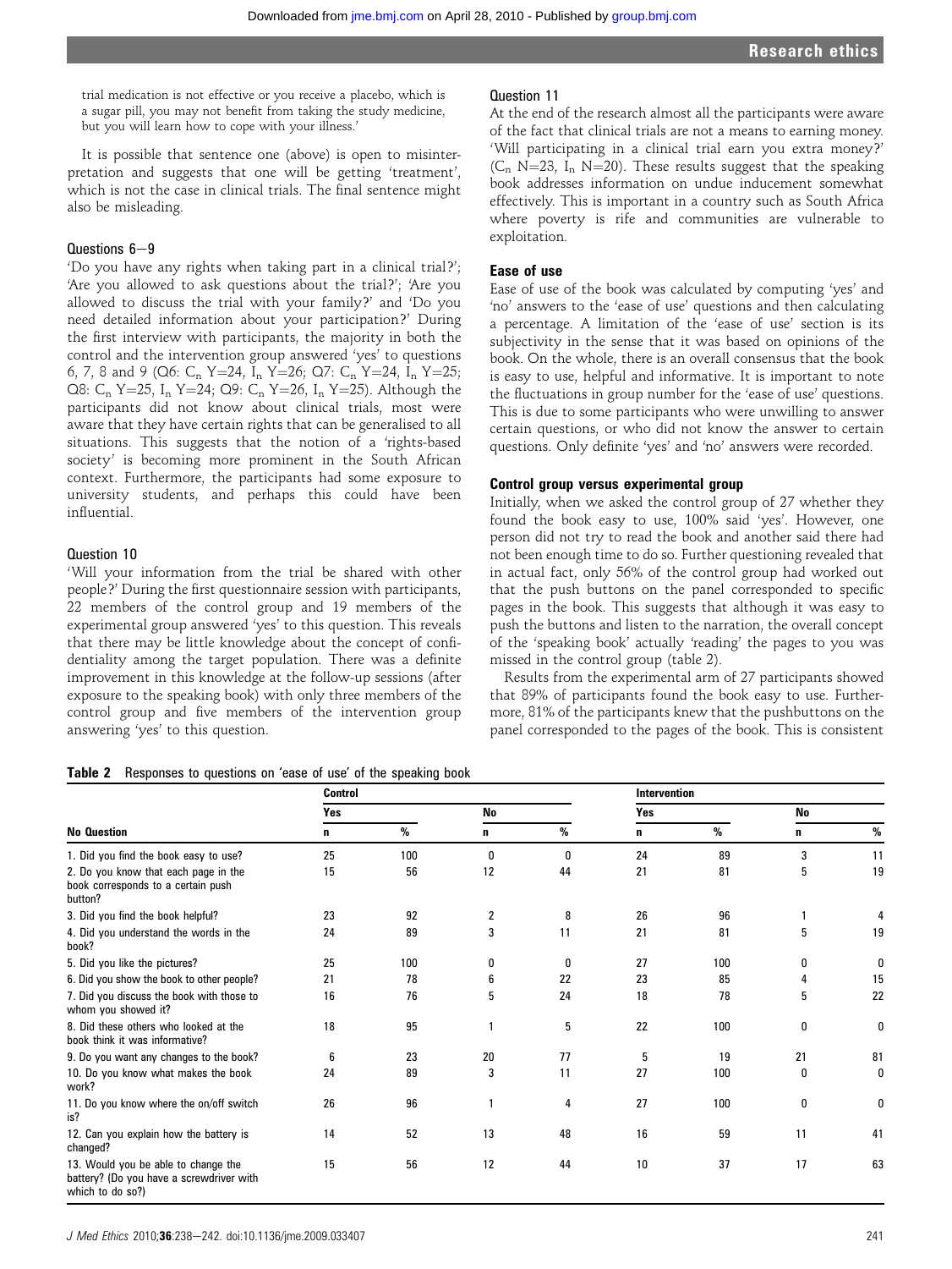trial medication is not effective or you receive a placebo, which is a sugar pill, you may not benefit from taking the study medicine, but you will learn how to cope with your illness.'

It is possible that sentence one (above) is open to misinterpretation and suggests that one will be getting 'treatment', which is not the case in clinical trials. The final sentence might also be misleading.

### Questions 6–9

'Do you have any rights when taking part in a clinical trial?'; 'Are you allowed to ask questions about the trial?'; 'Are you allowed to discuss the trial with your family?' and 'Do you need detailed information about your participation?' During the first interview with participants, the majority in both the control and the intervention group answered 'yes' to questions 6, 7, 8 and 9 (Q6: $C_n$ Y=24, $I_n$ Y=26; Q7: $C_n$ Y=24, $I_n$ Y=25; Q8: $C_n$ Y=25, $I_n$ Y=24; Q9: $C_n$ Y=26, $I_n$ Y=25). Although the participants did not know about clinical trials, most were aware that they have certain rights that can be generalised to all situations. This suggests that the notion of a 'rights-based society' is becoming more prominent in the South African context. Furthermore, the participants had some exposure to university students, and perhaps this could have been influential.

### Question 10

'Will your information from the trial be shared with other people?' During the first questionnaire session with participants, 22 members of the control group and 19 members of the experimental group answered 'yes' to this question. This reveals that there may be little knowledge about the concept of confidentiality among the target population. There was a definite improvement in this knowledge at the follow-up sessions (after exposure to the speaking book) with only three members of the control group and five members of the intervention group answering 'yes' to this question.

### Question 11

At the end of the research almost all the participants were aware of the fact that clinical trials are not a means to earning money. 'Will participating in a clinical trial earn you extra money?' ($C_n$ N=23, $I_n$ N=20). These results suggest that the speaking book addresses information on undue inducement somewhat effectively. This is important in a country such as South Africa where poverty is rife and communities are vulnerable to exploitation.

### Ease of use

Ease of use of the book was calculated by computing 'yes' and 'no' answers to the 'ease of use' questions and then calculating a percentage. A limitation of the 'ease of use' section is its subjectivity in the sense that it was based on opinions of the book. On the whole, there is an overall consensus that the book is easy to use, helpful and informative. It is important to note the fluctuations in group number for the 'ease of use' questions. This is due to some participants who were unwilling to answer certain questions, or who did not know the answer to certain questions. Only definite 'yes' and 'no' answers were recorded.

### Control group versus experimental group

Initially, when we asked the control group of 27 whether they found the book easy to use, 100% said 'yes'. However, one person did not try to read the book and another said there had not been enough time to do so. Further questioning revealed that in actual fact, only 56% of the control group had worked out that the push buttons on the panel corresponded to specific pages in the book. This suggests that although it was easy to push the buttons and listen to the narration, the overall concept of the 'speaking book' actually 'reading' the pages to you was missed in the control group (table 2).

Results from the experimental arm of 27 participants showed that 89% of participants found the book easy to use. Furthermore, 81% of the participants knew that the pushbuttons on the panel corresponded to the pages of the book. This is consistent

**Table 2** Responses to questions on 'ease of use' of the speaking book

| | Control | | | | Intervention | | | |
|---|---|---|---|---|---|---|---|---|
| | Yes | | No | | Yes | | No | |
| No Question | n | % | n | % | n | % | n | % |
| 1. Did you find the book easy to use? | 25 | 100 | 0 | 0 | 24 | 89 | 3 | 11 |
| 2. Do you know that each page in the book corresponds to a certain push button? | 15 | 56 | 12 | 44 | 21 | 81 | 5 | 19 |
| 3. Did you find the book helpful? | 23 | 92 | 2 | 8 | 26 | 96 | 1 | 4 |
| 4. Did you understand the words in the book? | 24 | 89 | 3 | 11 | 21 | 81 | 5 | 19 |
| 5. Did you like the pictures? | 25 | 100 | 0 | 0 | 27 | 100 | 0 | 0 |
| 6. Did you show the book to other people? | 21 | 78 | 6 | 22 | 23 | 85 | 4 | 15 |
| 7. Did you discuss the book with those to whom you showed it? | 16 | 76 | 5 | 24 | 18 | 78 | 5 | 22 |
| 8. Did these others who looked at the book think it was informative? | 18 | 95 | 1 | 5 | 22 | 100 | 0 | 0 |
| 9. Do you want any changes to the book? | 6 | 23 | 20 | 77 | 5 | 19 | 21 | 81 |
| 10. Do you know what makes the book work? | 24 | 89 | 3 | 11 | 27 | 100 | 0 | 0 |
| 11. Do you know where the on/off switch is? | 26 | 96 | 1 | 4 | 27 | 100 | 0 | 0 |
| 12. Can you explain how the battery is changed? | 14 | 52 | 13 | 48 | 16 | 59 | 11 | 41 |
| 13. Would you be able to change the battery? (Do you have a screwdriver with which to do so?) | 15 | 56 | 12 | 44 | 10 | 37 | 17 | 63 |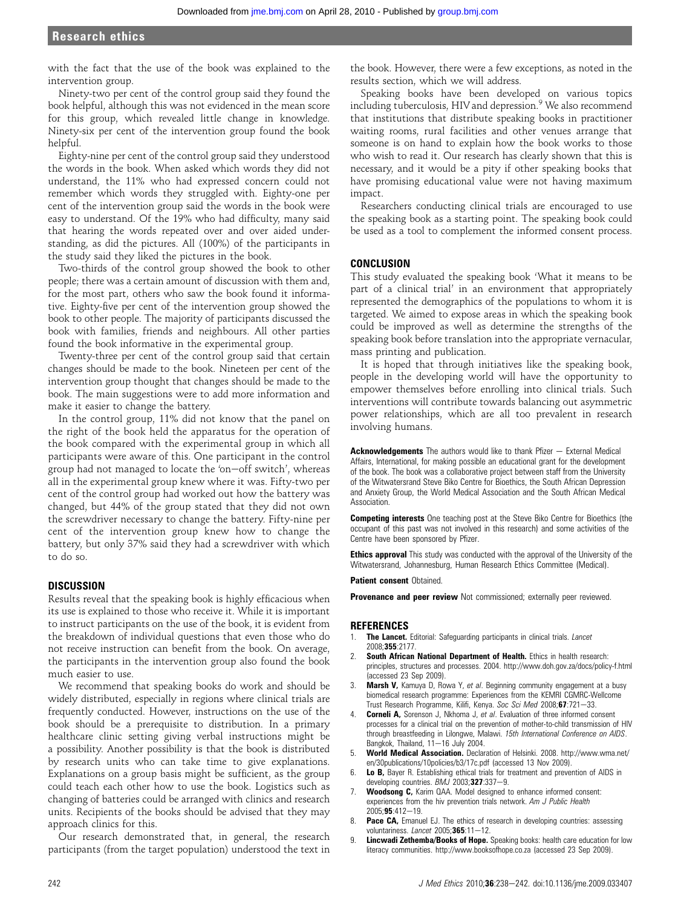with the fact that the use of the book was explained to the intervention group.

Ninety-two per cent of the control group said they found the book helpful, although this was not evidenced in the mean score for this group, which revealed little change in knowledge. Ninety-six per cent of the intervention group found the book helpful.

Eighty-nine per cent of the control group said they understood the words in the book. When asked which words they did not understand, the 11% who had expressed concern could not remember which words they struggled with. Eighty-one per cent of the intervention group said the words in the book were easy to understand. Of the 19% who had difficulty, many said that hearing the words repeated over and over aided understanding, as did the pictures. All (100%) of the participants in the study said they liked the pictures in the book.

Two-thirds of the control group showed the book to other people; there was a certain amount of discussion with them and, for the most part, others who saw the book found it informative. Eighty-five per cent of the intervention group showed the book to other people. The majority of participants discussed the book with families, friends and neighbours. All other parties found the book informative in the experimental group.

Twenty-three per cent of the control group said that certain changes should be made to the book. Nineteen per cent of the intervention group thought that changes should be made to the book. The main suggestions were to add more information and make it easier to change the battery.

In the control group, 11% did not know that the panel on the right of the book held the apparatus for the operation of the book compared with the experimental group in which all participants were aware of this. One participant in the control group had not managed to locate the 'on—off switch', whereas all in the experimental group knew where it was. Fifty-two per cent of the control group had worked out how the battery was changed, but 44% of the group stated that they did not own the screwdriver necessary to change the battery. Fifty-nine per cent of the intervention group knew how to change the battery, but only 37% said they had a screwdriver with which to do so.

## DISCUSSION

Results reveal that the speaking book is highly efficacious when its use is explained to those who receive it. While it is important to instruct participants on the use of the book, it is evident from the breakdown of individual questions that even those who do not receive instruction can benefit from the book. On average, the participants in the intervention group also found the book much easier to use.

We recommend that speaking books do work and should be widely distributed, especially in regions where clinical trials are frequently conducted. However, instructions on the use of the book should be a prerequisite to distribution. In a primary healthcare clinic setting giving verbal instructions might be a possibility. Another possibility is that the book is distributed by research units who can take time to give explanations. Explanations on a group basis might be sufficient, as the group could teach each other how to use the book. Logistics such as changing of batteries could be arranged with clinics and research units. Recipients of the books should be advised that they may approach clinics for this.

Our research demonstrated that, in general, the research participants (from the target population) understood the text in the book. However, there were a few exceptions, as noted in the results section, which we will address.

Speaking books have been developed on various topics including tuberculosis, HIV and depression.[9] We also recommend that institutions that distribute speaking books in practitioner waiting rooms, rural facilities and other venues arrange that someone is on hand to explain how the book works to those who wish to read it. Our research has clearly shown that this is necessary, and it would be a pity if other speaking books that have promising educational value were not having maximum impact.

Researchers conducting clinical trials are encouraged to use the speaking book as a starting point. The speaking book could be used as a tool to complement the informed consent process.

## CONCLUSION

This study evaluated the speaking book 'What it means to be part of a clinical trial' in an environment that appropriately represented the demographics of the populations to whom it is targeted. We aimed to expose areas in which the speaking book could be improved as well as determine the strengths of the speaking book before translation into the appropriate vernacular, mass printing and publication.

It is hoped that through initiatives like the speaking book, people in the developing world will have the opportunity to empower themselves before enrolling into clinical trials. Such interventions will contribute towards balancing out asymmetric power relationships, which are all too prevalent in research involving humans.

**Acknowledgements** The authors would like to thank Pfizer — External Medical Affairs, International, for making possible an educational grant for the development of the book. The book was a collaborative project between staff from the University of the Witwatersrand Steve Biko Centre for Bioethics, the South African Depression and Anxiety Group, the World Medical Association and the South African Medical Association.

**Competing interests** One teaching post at the Steve Biko Centre for Bioethics (the occupant of this past was not involved in this research) and some activities of the Centre have been sponsored by Pfizer.

**Ethics approval** This study was conducted with the approval of the University of the Witwatersrand, Johannesburg, Human Research Ethics Committee (Medical).

**Patient consent** Obtained.

**Provenance and peer review** Not commissioned; externally peer reviewed.

## REFERENCES

1. **The Lancet.** Editorial: Safeguarding participants in clinical trials. *Lancet* 2008;**355**:2177.
2. **South African National Department of Health.** Ethics in health research: principles, structures and processes. 2004. http://www.doh.gov.za/docs/policy-f.html (accessed 23 Sep 2009).
3. **Marsh V,** Kamuya D, Rowa Y, *et al*. Beginning community engagement at a busy biomedical research programme: Experiences from the KEMRI CGMRC-Wellcome Trust Research Programme, Kilifi, Kenya. *Soc Sci Med* 2008;**67**:721—33.
4. **Corneli A,** Sorenson J, Nkhoma J, *et al*. Evaluation of three informed consent processes for a clinical trial on the prevention of mother-to-child transmission of HIV through breastfeeding in Lilongwe, Malawi. *15th International Conference on AIDS*. Bangkok, Thailand, 11—16 July 2004.
5. **World Medical Association.** Declaration of Helsinki. 2008. http://www.wma.net/en/30publications/10policies/b3/17c.pdf (accessed 13 Nov 2009).
6. **Lo B,** Bayer R. Establishing ethical trials for treatment and prevention of AIDS in developing countries. *BMJ* 2003;**327**:337—9.
7. **Woodsong C,** Karim QAA. Model designed to enhance informed consent: experiences from the hiv prevention trials network. *Am J Public Health* 2005;**95**:412—19.
8. **Pace CA,** Emanuel EJ. The ethics of research in developing countries: assessing voluntariness. *Lancet* 2005;**365**:11—12.
9. **Lincwadi Zethemba/Books of Hope.** Speaking books: health care education for low literacy communities. http://www.booksofhope.co.za (accessed 23 Sep 2009).